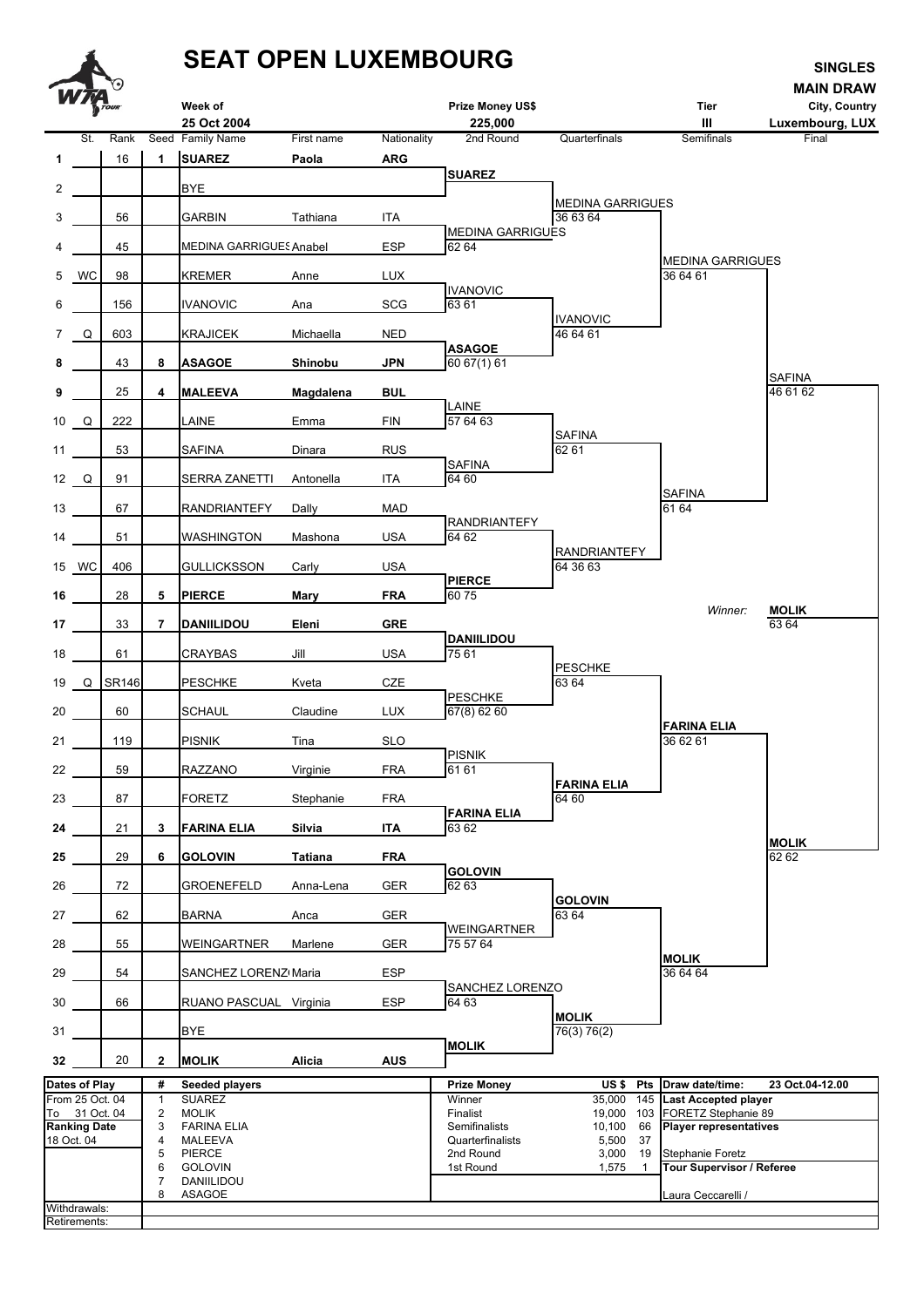# SEAT OPEN LUXEMBOURG

**SINGLES**
**MAIN DRAW**

| Week of | Prize Money US$ | Tier | City, Country |
|---|---|---|---|
| 25 Oct 2004 | 225,000 | III | Luxembourg, LUX |

| # | St. | Rank | Seed | Family Name | First name | Nationality | 2nd Round | Quarterfinals | Semifinals | Final |
|---|---|---|---|---|---|---|---|---|---|---|
| 1 | | 16 | 1 | **SUAREZ** | **Paola** | **ARG** | | | | |
| 2 | | | | BYE | | | SUAREZ | | | |
| 3 | | 56 | | GARBIN | Tathiana | ITA | | MEDINA GARRIGUES 36 63 64 | | |
| 4 | | 45 | | MEDINA GARRIGUES | Anabel | ESP | MEDINA GARRIGUES 62 64 | | | |
| 5 | WC | 98 | | KREMER | Anne | LUX | | | MEDINA GARRIGUES 36 64 61 | |
| 6 | | 156 | | IVANOVIC | Ana | SCG | IVANOVIC 63 61 | | | |
| 7 | Q | 603 | | KRAJICEK | Michaella | NED | | IVANOVIC 46 64 61 | | |
| 8 | | 43 | 8 | **ASAGOE** | **Shinobu** | **JPN** | ASAGOE 60 67(1) 61 | | | |
| 9 | | 25 | 4 | **MALEEVA** | **Magdalena** | **BUL** | | | | SAFINA 46 61 62 |
| 10 | Q | 222 | | LAINE | Emma | FIN | LAINE 57 64 63 | | | |
| 11 | | 53 | | SAFINA | Dinara | RUS | | SAFINA 62 61 | | |
| 12 | Q | 91 | | SERRA ZANETTI | Antonella | ITA | SAFINA 64 60 | | | |
| 13 | | 67 | | RANDRIANTEFY | Dally | MAD | | | SAFINA 61 64 | |
| 14 | | 51 | | WASHINGTON | Mashona | USA | RANDRIANTEFY 64 62 | | | |
| 15 | WC | 406 | | GULLICKSSON | Carly | USA | | RANDRIANTEFY 64 36 63 | | |
| 16 | | 28 | 5 | **PIERCE** | **Mary** | **FRA** | PIERCE 60 75 | | | |
| 17 | | 33 | 7 | **DANIILIDOU** | **Eleni** | **GRE** | | | | *Winner:* **MOLIK** 63 64 |
| 18 | | 61 | | CRAYBAS | Jill | USA | DANIILIDOU 75 61 | | | |
| 19 | Q | SR146 | | PESCHKE | Kveta | CZE | | PESCHKE 63 64 | | |
| 20 | | 60 | | SCHAUL | Claudine | LUX | PESCHKE 67(8) 62 60 | | | |
| 21 | | 119 | | PISNIK | Tina | SLO | | | FARINA ELIA 36 62 61 | |
| 22 | | 59 | | RAZZANO | Virginie | FRA | PISNIK 61 61 | | | |
| 23 | | 87 | | FORETZ | Stephanie | FRA | | FARINA ELIA 64 60 | | |
| 24 | | 21 | 3 | **FARINA ELIA** | **Silvia** | **ITA** | FARINA ELIA 63 62 | | | |
| 25 | | 29 | 6 | **GOLOVIN** | **Tatiana** | **FRA** | | | | MOLIK 62 62 |
| 26 | | 72 | | GROENEFELD | Anna-Lena | GER | GOLOVIN 62 63 | | | |
| 27 | | 62 | | BARNA | Anca | GER | | GOLOVIN 63 64 | | |
| 28 | | 55 | | WEINGARTNER | Marlene | GER | WEINGARTNER 75 57 64 | | | |
| 29 | | 54 | | SANCHEZ LORENZO | Maria | ESP | | | MOLIK 36 64 64 | |
| 30 | | 66 | | RUANO PASCUAL | Virginia | ESP | SANCHEZ LORENZO 64 63 | | | |
| 31 | | | | BYE | | | | MOLIK 76(3) 76(2) | | |
| 32 | | 20 | 2 | **MOLIK** | **Alicia** | **AUS** | MOLIK | | | |

| Dates of Play | # | Seeded players | Prize Money | US $ | Pts | Draw date/time: 23 Oct.04-12.00 |
|---|---|---|---|---|---|---|
| From 25 Oct. 04 | 1 | SUAREZ | Winner | 35,000 | 145 | **Last Accepted player** |
| To 31 Oct. 04 | 2 | MOLIK | Finalist | 19,000 | 103 | FORETZ Stephanie 89 |
| **Ranking Date** | 3 | FARINA ELIA | Semifinalists | 10,100 | 66 | **Player representatives** |
| 18 Oct. 04 | 4 | MALEEVA | Quarterfinalists | 5,500 | 37 | |
| | 5 | PIERCE | 2nd Round | 3,000 | 19 | Stephanie Foretz |
| | 6 | GOLOVIN | 1st Round | 1,575 | 1 | **Tour Supervisor / Referee** |
| | 7 | DANIILIDOU | | | | |
| | 8 | ASAGOE | | | | Laura Ceccarelli / |

Withdrawals:

Retirements: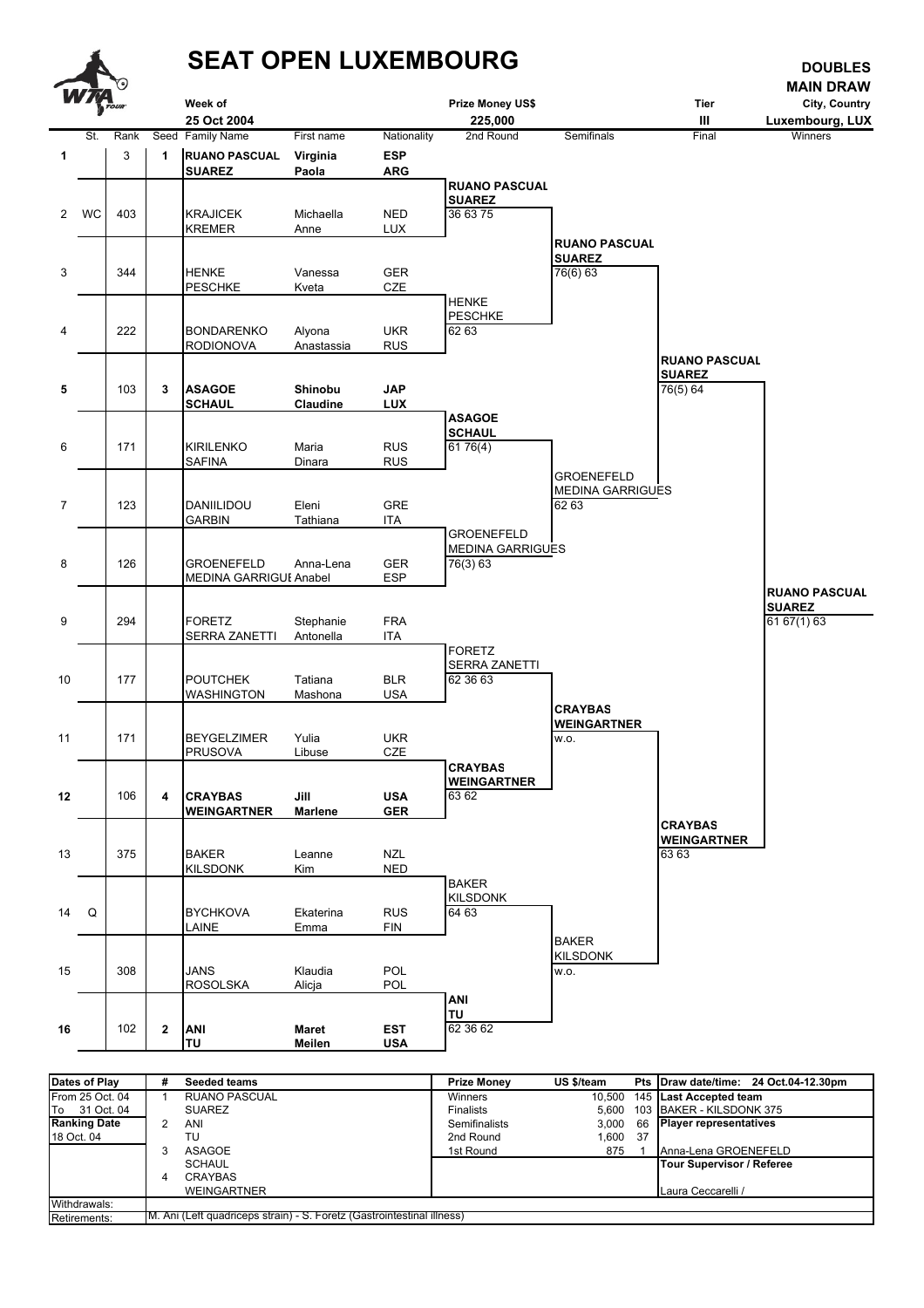# SEAT OPEN LUXEMBOURG

**DOUBLES MAIN DRAW**

| Week of | Prize Money US$ | Tier | City, Country |
|---|---|---|---|
| 25 Oct 2004 | 225,000 | III | Luxembourg, LUX |

| # | St. | Rank | Seed | Family Name | First name | Nationality | 2nd Round | Semifinals | Final | Winners |
|---|---|---|---|---|---|---|---|---|---|---|
| 1 | | 3 | 1 | **RUANO PASCUAL** / **SUAREZ** | **Virginia** / **Paola** | **ESP** / **ARG** | | | | |
| | | | | | | | RUANO PASCUAL / SUAREZ 36 63 75 | | | |
| 2 | WC | 403 | | KRAJICEK / KREMER | Michaella / Anne | NED / LUX | | | | |
| | | | | | | | | RUANO PASCUAL / SUAREZ 76(6) 63 | | |
| 3 | | 344 | | HENKE / PESCHKE | Vanessa / Kveta | GER / CZE | | | | |
| | | | | | | | HENKE / PESCHKE 62 63 | | | |
| 4 | | 222 | | BONDARENKO / RODIONOVA | Alyona / Anastassia | UKR / RUS | | | | |
| | | | | | | | | | RUANO PASCUAL / SUAREZ 76(5) 64 | |
| 5 | | 103 | 3 | **ASAGOE** / **SCHAUL** | **Shinobu** / **Claudine** | **JAP** / **LUX** | | | | |
| | | | | | | | ASAGOE / SCHAUL 61 76(4) | | | |
| 6 | | 171 | | KIRILENKO / SAFINA | Maria / Dinara | RUS / RUS | | | | |
| | | | | | | | | GROENEFELD / MEDINA GARRIGUES 62 63 | | |
| 7 | | 123 | | DANIILIDOU / GARBIN | Eleni / Tathiana | GRE / ITA | | | | |
| | | | | | | | GROENEFELD / MEDINA GARRIGUES 76(3) 63 | | | |
| 8 | | 126 | | GROENEFELD / MEDINA GARRIGUI | Anna-Lena / Anabel | GER / ESP | | | | |
| | | | | | | | | | | RUANO PASCUAL / SUAREZ 61 67(1) 63 |
| 9 | | 294 | | FORETZ / SERRA ZANETTI | Stephanie / Antonella | FRA / ITA | | | | |
| | | | | | | | FORETZ / SERRA ZANETTI 62 36 63 | | | |
| 10 | | 177 | | POUTCHEK / WASHINGTON | Tatiana / Mashona | BLR / USA | | | | |
| | | | | | | | | CRAYBAS / WEINGARTNER w.o. | | |
| 11 | | 171 | | BEYGELZIMER / PRUSOVA | Yulia / Libuse | UKR / CZE | | | | |
| | | | | | | | CRAYBAS / WEINGARTNER 63 62 | | | |
| 12 | | 106 | 4 | **CRAYBAS** / **WEINGARTNER** | **Jill** / **Marlene** | **USA** / **GER** | | | | |
| | | | | | | | | | CRAYBAS / WEINGARTNER 63 63 | |
| 13 | | 375 | | BAKER / KILSDONK | Leanne / Kim | NZL / NED | | | | |
| | | | | | | | BAKER / KILSDONK 64 63 | | | |
| 14 | Q | | | BYCHKOVA / LAINE | Ekaterina / Emma | RUS / FIN | | | | |
| | | | | | | | | BAKER / KILSDONK w.o. | | |
| 15 | | 308 | | JANS / ROSOLSKA | Klaudia / Alicja | POL / POL | | | | |
| | | | | | | | ANI / TU 62 36 62 | | | |
| 16 | | 102 | 2 | **ANI** / **TU** | **Maret** / **Meilen** | **EST** / **USA** | | | | |

| Dates of Play | # | Seeded teams | Prize Money | US $/team | Pts | Draw date/time: 24 Oct.04-12.30pm |
|---|---|---|---|---|---|---|
| From 25 Oct. 04 | 1 | RUANO PASCUAL | Winners | 10,500 | 145 | **Last Accepted team** |
| To 31 Oct. 04 | | SUAREZ | Finalists | 5,600 | 103 | BAKER - KILSDONK 375 |
| **Ranking Date** | 2 | ANI | Semifinalists | 3,000 | 66 | **Player representatives** |
| 18 Oct. 04 | | TU | 2nd Round | 1,600 | 37 | |
| | 3 | ASAGOE | 1st Round | 875 | 1 | Anna-Lena GROENEFELD |
| | | SCHAUL | | | | **Tour Supervisor / Referee** |
| | 4 | CRAYBAS | | | | |
| | | WEINGARTNER | | | | Laura Ceccarelli / |
| Withdrawals: | | | | | | |
| Retirements: | | M. Ani (Left quadriceps strain) - S. Foretz (Gastrointestinal illness) | | | | |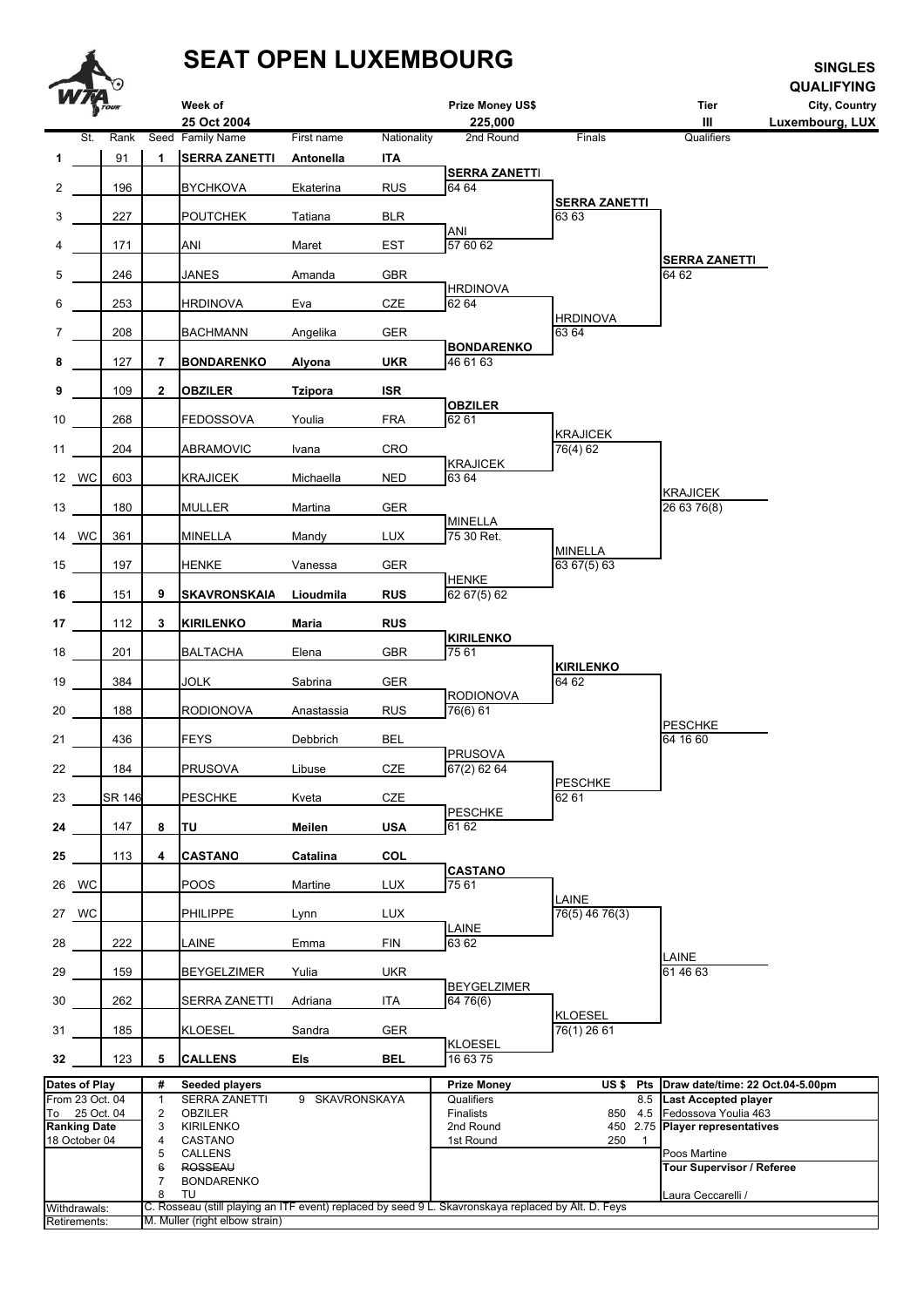# SEAT OPEN LUXEMBOURG

**SINGLES QUALIFYING**

| Week of | Prize Money US$ | Tier | City, Country |
|---|---|---|---|
| 25 Oct 2004 | 225,000 | III | Luxembourg, LUX |

| # | St. | Rank | Seed | Family Name | First name | Nationality | 2nd Round | Finals | Qualifiers |
|---|---|---|---|---|---|---|---|---|---|
| 1 | | 91 | 1 | **SERRA ZANETTI** | **Antonella** | **ITA** | | | |
| | | | | | | | **SERRA ZANETTI** 64 64 | | |
| 2 | | 196 | | BYCHKOVA | Ekaterina | RUS | | | |
| | | | | | | | | **SERRA ZANETTI** 63 63 | |
| 3 | | 227 | | POUTCHEK | Tatiana | BLR | | | |
| | | | | | | | ANI 57 60 62 | | |
| 4 | | 171 | | ANI | Maret | EST | | | |
| | | | | | | | | | **SERRA ZANETTI** 64 62 |
| 5 | | 246 | | JANES | Amanda | GBR | | | |
| | | | | | | | HRDINOVA 62 64 | | |
| 6 | | 253 | | HRDINOVA | Eva | CZE | | | |
| | | | | | | | | HRDINOVA 63 64 | |
| 7 | | 208 | | BACHMANN | Angelika | GER | | | |
| | | | | | | | **BONDARENKO** 46 61 63 | | |
| 8 | | 127 | 7 | **BONDARENKO** | **Alyona** | **UKR** | | | |
| 9 | | 109 | 2 | **OBZILER** | **Tzipora** | **ISR** | | | |
| | | | | | | | **OBZILER** 62 61 | | |
| 10 | | 268 | | FEDOSSOVA | Youlia | FRA | | | |
| | | | | | | | | KRAJICEK 76(4) 62 | |
| 11 | | 204 | | ABRAMOVIC | Ivana | CRO | | | |
| | | | | | | | KRAJICEK 63 64 | | |
| 12 | WC | 603 | | KRAJICEK | Michaella | NED | | | |
| | | | | | | | | | KRAJICEK 26 63 76(8) |
| 13 | | 180 | | MULLER | Martina | GER | | | |
| | | | | | | | MINELLA 75 30 Ret. | | |
| 14 | WC | 361 | | MINELLA | Mandy | LUX | | | |
| | | | | | | | | MINELLA 63 67(5) 63 | |
| 15 | | 197 | | HENKE | Vanessa | GER | | | |
| | | | | | | | HENKE 62 67(5) 62 | | |
| 16 | | 151 | 9 | **SKAVRONSKAIA** | **Lioudmila** | **RUS** | | | |
| 17 | | 112 | 3 | **KIRILENKO** | **Maria** | **RUS** | | | |
| | | | | | | | **KIRILENKO** 75 61 | | |
| 18 | | 201 | | BALTACHA | Elena | GBR | | | |
| | | | | | | | | **KIRILENKO** 64 62 | |
| 19 | | 384 | | JOLK | Sabrina | GER | | | |
| | | | | | | | RODIONOVA 76(6) 61 | | |
| 20 | | 188 | | RODIONOVA | Anastassia | RUS | | | |
| | | | | | | | | | PESCHKE 64 16 60 |
| 21 | | 436 | | FEYS | Debbrich | BEL | | | |
| | | | | | | | PRUSOVA 67(2) 62 64 | | |
| 22 | | 184 | | PRUSOVA | Libuse | CZE | | | |
| | | | | | | | | PESCHKE 62 61 | |
| 23 | | SR 146 | | PESCHKE | Kveta | CZE | | | |
| | | | | | | | PESCHKE 61 62 | | |
| 24 | | 147 | 8 | **TU** | **Meilen** | **USA** | | | |
| 25 | | 113 | 4 | **CASTANO** | **Catalina** | **COL** | | | |
| | | | | | | | **CASTANO** 75 61 | | |
| 26 | WC | | | POOS | Martine | LUX | | | |
| | | | | | | | | LAINE 76(5) 46 76(3) | |
| 27 | WC | | | PHILIPPE | Lynn | LUX | | | |
| | | | | | | | LAINE 63 62 | | |
| 28 | | 222 | | LAINE | Emma | FIN | | | |
| | | | | | | | | | LAINE 61 46 63 |
| 29 | | 159 | | BEYGELZIMER | Yulia | UKR | | | |
| | | | | | | | BEYGELZIMER 64 76(6) | | |
| 30 | | 262 | | SERRA ZANETTI | Adriana | ITA | | | |
| | | | | | | | | KLOESEL 76(1) 26 61 | |
| 31 | | 185 | | KLOESEL | Sandra | GER | | | |
| | | | | | | | KLOESEL 16 63 75 | | |
| 32 | | 123 | 5 | **CALLENS** | **Els** | **BEL** | | | |

| Dates of Play | # | Seeded players | | Prize Money | US $ | Pts | Draw date/time: 22 Oct.04-5.00pm |
|---|---|---|---|---|---|---|---|
| From 23 Oct. 04 | 1 | SERRA ZANETTI | 9 SKAVRONSKAYA | Qualifiers | | 8.5 | **Last Accepted player** |
| To 25 Oct. 04 | 2 | OBZILER | | Finalists | 850 | 4.5 | Fedossova Youlia 463 |
| **Ranking Date** | 3 | KIRILENKO | | 2nd Round | 450 | 2.75 | **Player representatives** |
| 18 October 04 | 4 | CASTANO | | 1st Round | 250 | 1 | |
| | 5 | CALLENS | | | | | Poos Martine |
| | 6 | ~~ROSSEAU~~ | | | | | **Tour Supervisor / Referee** |
| | 7 | BONDARENKO | | | | | |
| | 8 | TU | | | | | Laura Ceccarelli / |

Withdrawals: C. Rosseau (still playing an ITF event) replaced by seed 9 L. Skavronskaya replaced by Alt. D. Feys

Retirements: M. Muller (right elbow strain)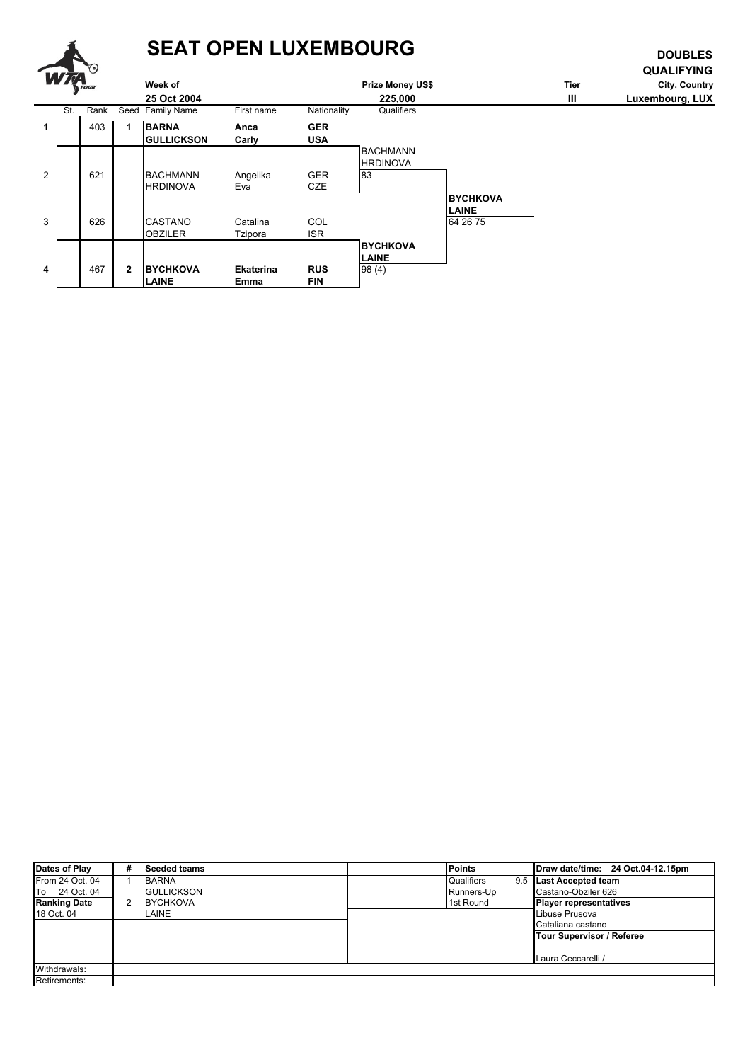# SEAT OPEN LUXEMBOURG

**DOUBLES QUALIFYING**

| Week of | Prize Money US$ | Tier | City, Country |
|---|---|---|---|
| 25 Oct 2004 | 225,000 | III | Luxembourg, LUX |

| | St. | Rank | Seed | Family Name | First name | Nationality | Qualifiers | |
|---|---|---|---|---|---|---|---|---|
| **1** | | 403 | **1** | **BARNA** | **Anca** | **GER** | | |
| | | | | **GULLICKSON** | **Carly** | **USA** | | |
| | | | | | | | BACHMANN | |
| | | | | | | | HRDINOVA | |
| 2 | | 621 | | BACHMANN | Angelika | GER | 83 | |
| | | | | HRDINOVA | Eva | CZE | | |
| | | | | | | | | **BYCHKOVA** |
| | | | | | | | | **LAINE** |
| 3 | | 626 | | CASTANO | Catalina | COL | | 64 26 75 |
| | | | | OBZILER | Tzipora | ISR | | |
| | | | | | | | **BYCHKOVA** | |
| | | | | | | | **LAINE** | |
| **4** | | 467 | **2** | **BYCHKOVA** | **Ekaterina** | **RUS** | 98 (4) | |
| | | | | **LAINE** | **Emma** | **FIN** | | |

| Dates of Play | # | Seeded teams | Points | | Draw date/time: 24 Oct.04-12.15pm |
|---|---|---|---|---|---|
| From 24 Oct. 04 | 1 | BARNA | Qualifiers | 9.5 | **Last Accepted team** |
| To 24 Oct. 04 | | GULLICKSON | Runners-Up | | Castano-Obziler 626 |
| **Ranking Date** | 2 | BYCHKOVA | 1st Round | | **Player representatives** |
| 18 Oct. 04 | | LAINE | | | Libuse Prusova |
| | | | | | Cataliana castano |
| | | | | | **Tour Supervisor / Referee** |
| | | | | | Laura Ceccarelli / |
| Withdrawals: | | | | | |
| Retirements: | | | | | |